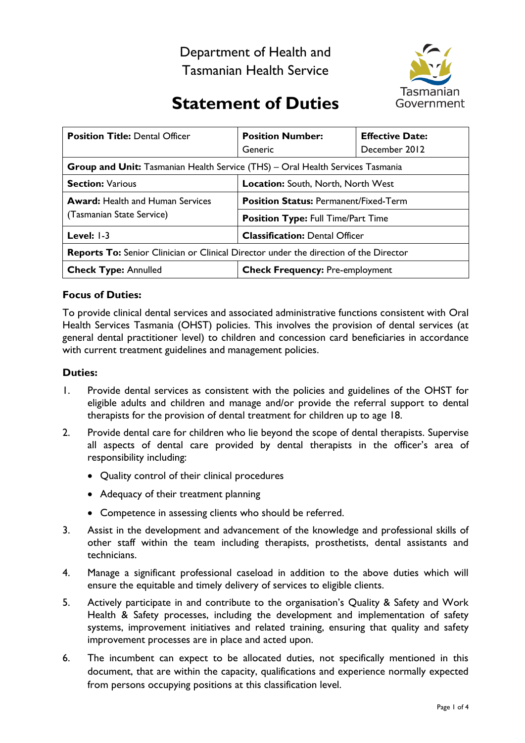Department of Health and
Tasmanian Health Service

# Statement of Duties

| **Position Title:** Dental Officer | **Position Number:** Generic | **Effective Date:** December 2012 |
|---|---|---|
| **Group and Unit:** Tasmanian Health Service (THS) – Oral Health Services Tasmania | | |
| **Section:** Various | **Location:** South, North, North West | |
| **Award:** Health and Human Services (Tasmanian State Service) | **Position Status:** Permanent/Fixed-Term | |
| | **Position Type:** Full Time/Part Time | |
| **Level:** 1-3 | **Classification:** Dental Officer | |
| **Reports To:** Senior Clinician or Clinical Director under the direction of the Director | | |
| **Check Type:** Annulled | **Check Frequency:** Pre-employment | |

### Focus of Duties:

To provide clinical dental services and associated administrative functions consistent with Oral Health Services Tasmania (OHST) policies. This involves the provision of dental services (at general dental practitioner level) to children and concession card beneficiaries in accordance with current treatment guidelines and management policies.

### Duties:

1. Provide dental services as consistent with the policies and guidelines of the OHST for eligible adults and children and manage and/or provide the referral support to dental therapists for the provision of dental treatment for children up to age 18.
2. Provide dental care for children who lie beyond the scope of dental therapists. Supervise all aspects of dental care provided by dental therapists in the officer's area of responsibility including:
   - Quality control of their clinical procedures
   - Adequacy of their treatment planning
   - Competence in assessing clients who should be referred.
3. Assist in the development and advancement of the knowledge and professional skills of other staff within the team including therapists, prosthetists, dental assistants and technicians.
4. Manage a significant professional caseload in addition to the above duties which will ensure the equitable and timely delivery of services to eligible clients.
5. Actively participate in and contribute to the organisation's Quality & Safety and Work Health & Safety processes, including the development and implementation of safety systems, improvement initiatives and related training, ensuring that quality and safety improvement processes are in place and acted upon.
6. The incumbent can expect to be allocated duties, not specifically mentioned in this document, that are within the capacity, qualifications and experience normally expected from persons occupying positions at this classification level.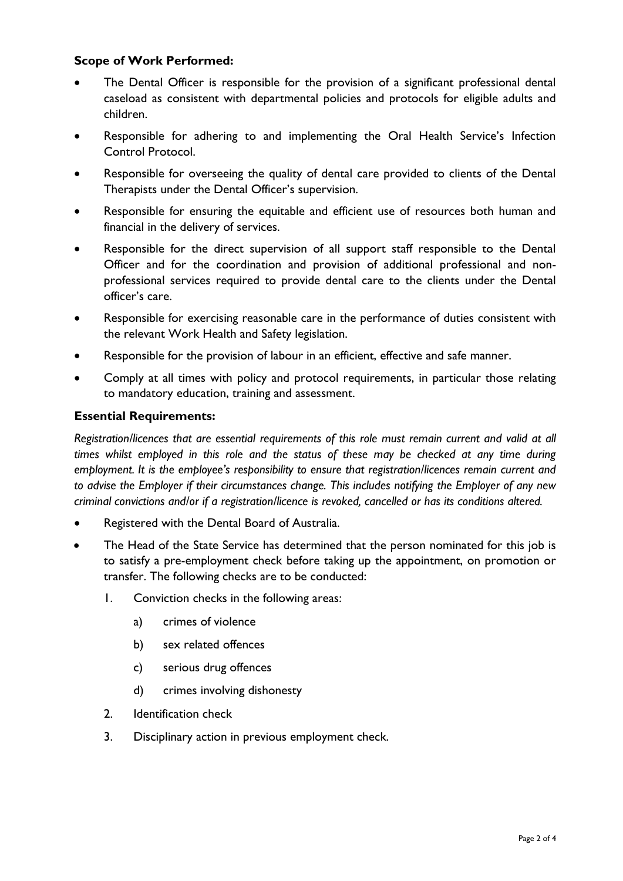**Scope of Work Performed:**

- The Dental Officer is responsible for the provision of a significant professional dental caseload as consistent with departmental policies and protocols for eligible adults and children.
- Responsible for adhering to and implementing the Oral Health Service's Infection Control Protocol.
- Responsible for overseeing the quality of dental care provided to clients of the Dental Therapists under the Dental Officer's supervision.
- Responsible for ensuring the equitable and efficient use of resources both human and financial in the delivery of services.
- Responsible for the direct supervision of all support staff responsible to the Dental Officer and for the coordination and provision of additional professional and non-professional services required to provide dental care to the clients under the Dental officer's care.
- Responsible for exercising reasonable care in the performance of duties consistent with the relevant Work Health and Safety legislation.
- Responsible for the provision of labour in an efficient, effective and safe manner.
- Comply at all times with policy and protocol requirements, in particular those relating to mandatory education, training and assessment.

**Essential Requirements:**

*Registration/licences that are essential requirements of this role must remain current and valid at all times whilst employed in this role and the status of these may be checked at any time during employment. It is the employee's responsibility to ensure that registration/licences remain current and to advise the Employer if their circumstances change. This includes notifying the Employer of any new criminal convictions and/or if a registration/licence is revoked, cancelled or has its conditions altered.*

- Registered with the Dental Board of Australia.
- The Head of the State Service has determined that the person nominated for this job is to satisfy a pre-employment check before taking up the appointment, on promotion or transfer. The following checks are to be conducted:
    1. Conviction checks in the following areas:
        a) crimes of violence
        b) sex related offences
        c) serious drug offences
        d) crimes involving dishonesty
    2. Identification check
    3. Disciplinary action in previous employment check.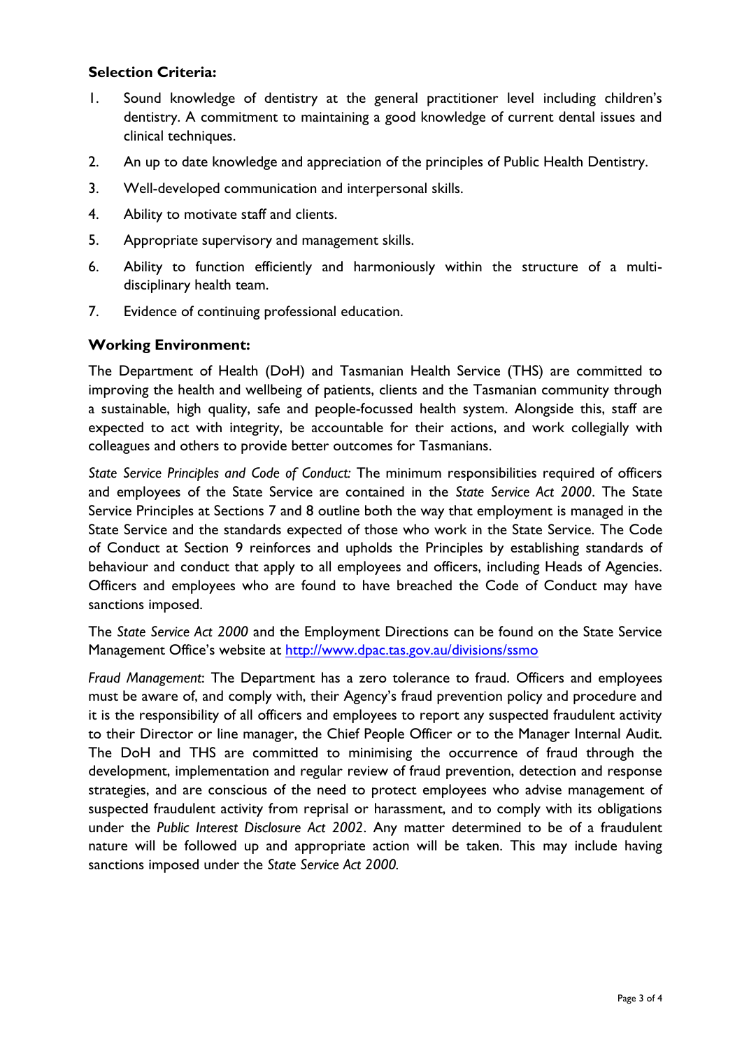**Selection Criteria:**

1. Sound knowledge of dentistry at the general practitioner level including children's dentistry. A commitment to maintaining a good knowledge of current dental issues and clinical techniques.
2. An up to date knowledge and appreciation of the principles of Public Health Dentistry.
3. Well-developed communication and interpersonal skills.
4. Ability to motivate staff and clients.
5. Appropriate supervisory and management skills.
6. Ability to function efficiently and harmoniously within the structure of a multi-disciplinary health team.
7. Evidence of continuing professional education.

**Working Environment:**

The Department of Health (DoH) and Tasmanian Health Service (THS) are committed to improving the health and wellbeing of patients, clients and the Tasmanian community through a sustainable, high quality, safe and people-focussed health system. Alongside this, staff are expected to act with integrity, be accountable for their actions, and work collegially with colleagues and others to provide better outcomes for Tasmanians.

*State Service Principles and Code of Conduct:* The minimum responsibilities required of officers and employees of the State Service are contained in the *State Service Act 2000*. The State Service Principles at Sections 7 and 8 outline both the way that employment is managed in the State Service and the standards expected of those who work in the State Service. The Code of Conduct at Section 9 reinforces and upholds the Principles by establishing standards of behaviour and conduct that apply to all employees and officers, including Heads of Agencies. Officers and employees who are found to have breached the Code of Conduct may have sanctions imposed.

The *State Service Act 2000* and the Employment Directions can be found on the State Service Management Office's website at http://www.dpac.tas.gov.au/divisions/ssmo

*Fraud Management*: The Department has a zero tolerance to fraud. Officers and employees must be aware of, and comply with, their Agency's fraud prevention policy and procedure and it is the responsibility of all officers and employees to report any suspected fraudulent activity to their Director or line manager, the Chief People Officer or to the Manager Internal Audit. The DoH and THS are committed to minimising the occurrence of fraud through the development, implementation and regular review of fraud prevention, detection and response strategies, and are conscious of the need to protect employees who advise management of suspected fraudulent activity from reprisal or harassment, and to comply with its obligations under the *Public Interest Disclosure Act 2002*. Any matter determined to be of a fraudulent nature will be followed up and appropriate action will be taken. This may include having sanctions imposed under the *State Service Act 2000*.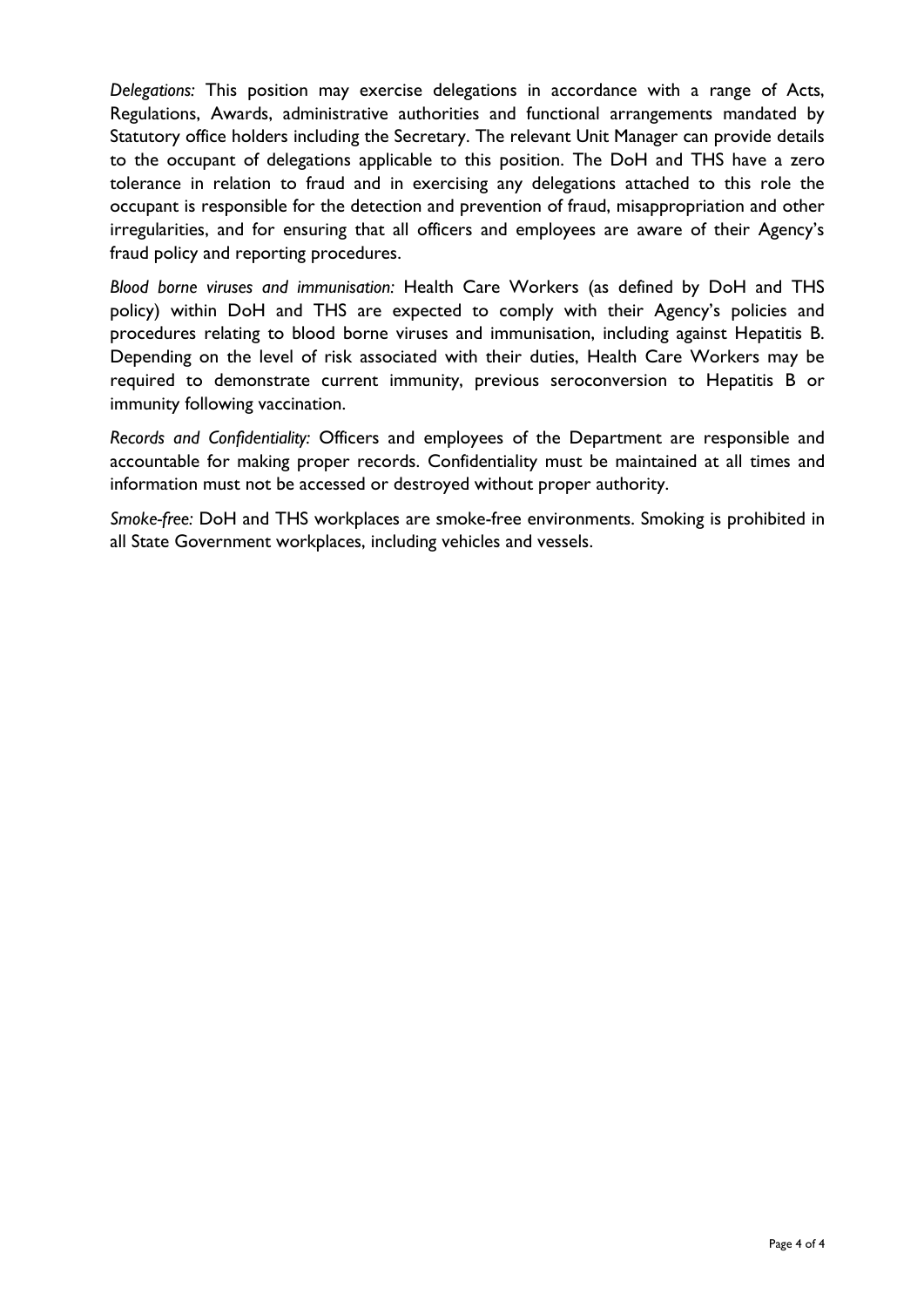*Delegations:* This position may exercise delegations in accordance with a range of Acts, Regulations, Awards, administrative authorities and functional arrangements mandated by Statutory office holders including the Secretary. The relevant Unit Manager can provide details to the occupant of delegations applicable to this position. The DoH and THS have a zero tolerance in relation to fraud and in exercising any delegations attached to this role the occupant is responsible for the detection and prevention of fraud, misappropriation and other irregularities, and for ensuring that all officers and employees are aware of their Agency's fraud policy and reporting procedures.

*Blood borne viruses and immunisation:* Health Care Workers (as defined by DoH and THS policy) within DoH and THS are expected to comply with their Agency's policies and procedures relating to blood borne viruses and immunisation, including against Hepatitis B. Depending on the level of risk associated with their duties, Health Care Workers may be required to demonstrate current immunity, previous seroconversion to Hepatitis B or immunity following vaccination.

*Records and Confidentiality:* Officers and employees of the Department are responsible and accountable for making proper records. Confidentiality must be maintained at all times and information must not be accessed or destroyed without proper authority.

*Smoke-free:* DoH and THS workplaces are smoke-free environments. Smoking is prohibited in all State Government workplaces, including vehicles and vessels.